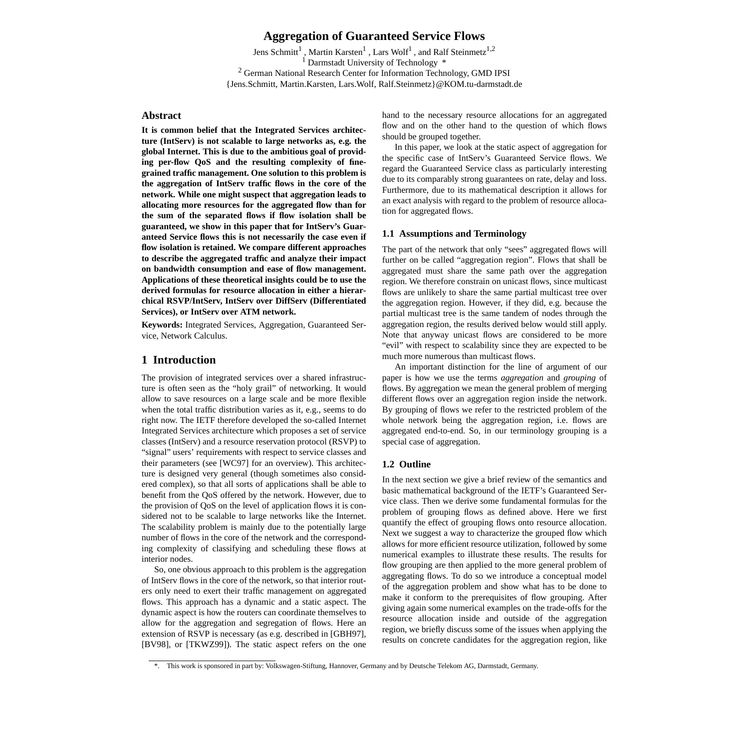# Aggregation of Guaranteed Service Flows

Jens Schmitt[1], Martin Karsten[1], Lars Wolf[1], and Ralf Steinmetz[1,2]

[1] Darmstadt University of Technology *

[2] German National Research Center for Information Technology, GMD IPSI

{Jens.Schmitt, Martin.Karsten, Lars.Wolf, Ralf.Steinmetz}@KOM.tu-darmstadt.de

## Abstract

**It is common belief that the Integrated Services architecture (IntServ) is not scalable to large networks as, e.g. the global Internet. This is due to the ambitious goal of providing per-flow QoS and the resulting complexity of fine-grained traffic management. One solution to this problem is the aggregation of IntServ traffic flows in the core of the network. While one might suspect that aggregation leads to allocating more resources for the aggregated flow than for the sum of the separated flows if flow isolation shall be guaranteed, we show in this paper that for IntServ's Guaranteed Service flows this is not necessarily the case even if flow isolation is retained. We compare different approaches to describe the aggregated traffic and analyze their impact on bandwidth consumption and ease of flow management. Applications of these theoretical insights could be to use the derived formulas for resource allocation in either a hierarchical RSVP/IntServ, IntServ over DiffServ (Differentiated Services), or IntServ over ATM network.**

**Keywords:** Integrated Services, Aggregation, Guaranteed Service, Network Calculus.

## 1 Introduction

The provision of integrated services over a shared infrastructure is often seen as the "holy grail" of networking. It would allow to save resources on a large scale and be more flexible when the total traffic distribution varies as it, e.g., seems to do right now. The IETF therefore developed the so-called Internet Integrated Services architecture which proposes a set of service classes (IntServ) and a resource reservation protocol (RSVP) to "signal" users' requirements with respect to service classes and their parameters (see [WC97] for an overview). This architecture is designed very general (though sometimes also considered complex), so that all sorts of applications shall be able to benefit from the QoS offered by the network. However, due to the provision of QoS on the level of application flows it is considered not to be scalable to large networks like the Internet. The scalability problem is mainly due to the potentially large number of flows in the core of the network and the corresponding complexity of classifying and scheduling these flows at interior nodes.

So, one obvious approach to this problem is the aggregation of IntServ flows in the core of the network, so that interior routers only need to exert their traffic management on aggregated flows. This approach has a dynamic and a static aspect. The dynamic aspect is how the routers can coordinate themselves to allow for the aggregation and segregation of flows. Here an extension of RSVP is necessary (as e.g. described in [GBH97], [BV98], or [TKWZ99]). The static aspect refers on the one hand to the necessary resource allocations for an aggregated flow and on the other hand to the question of which flows should be grouped together.

In this paper, we look at the static aspect of aggregation for the specific case of IntServ's Guaranteed Service flows. We regard the Guaranteed Service class as particularly interesting due to its comparably strong guarantees on rate, delay and loss. Furthermore, due to its mathematical description it allows for an exact analysis with regard to the problem of resource allocation for aggregated flows.

### 1.1 Assumptions and Terminology

The part of the network that only "sees" aggregated flows will further on be called "aggregation region". Flows that shall be aggregated must share the same path over the aggregation region. We therefore constrain on unicast flows, since multicast flows are unlikely to share the same partial multicast tree over the aggregation region. However, if they did, e.g. because the partial multicast tree is the same tandem of nodes through the aggregation region, the results derived below would still apply. Note that anyway unicast flows are considered to be more "evil" with respect to scalability since they are expected to be much more numerous than multicast flows.

An important distinction for the line of argument of our paper is how we use the terms *aggregation* and *grouping* of flows. By aggregation we mean the general problem of merging different flows over an aggregation region inside the network. By grouping of flows we refer to the restricted problem of the whole network being the aggregation region, i.e. flows are aggregated end-to-end. So, in our terminology grouping is a special case of aggregation.

### 1.2 Outline

In the next section we give a brief review of the semantics and basic mathematical background of the IETF's Guaranteed Service class. Then we derive some fundamental formulas for the problem of grouping flows as defined above. Here we first quantify the effect of grouping flows onto resource allocation. Next we suggest a way to characterize the grouped flow which allows for more efficient resource utilization, followed by some numerical examples to illustrate these results. The results for flow grouping are then applied to the more general problem of aggregating flows. To do so we introduce a conceptual model of the aggregation problem and show what has to be done to make it conform to the prerequisites of flow grouping. After giving again some numerical examples on the trade-offs for the resource allocation inside and outside of the aggregation region, we briefly discuss some of the issues when applying the results on concrete candidates for the aggregation region, like

*. This work is sponsored in part by: Volkswagen-Stiftung, Hannover, Germany and by Deutsche Telekom AG, Darmstadt, Germany.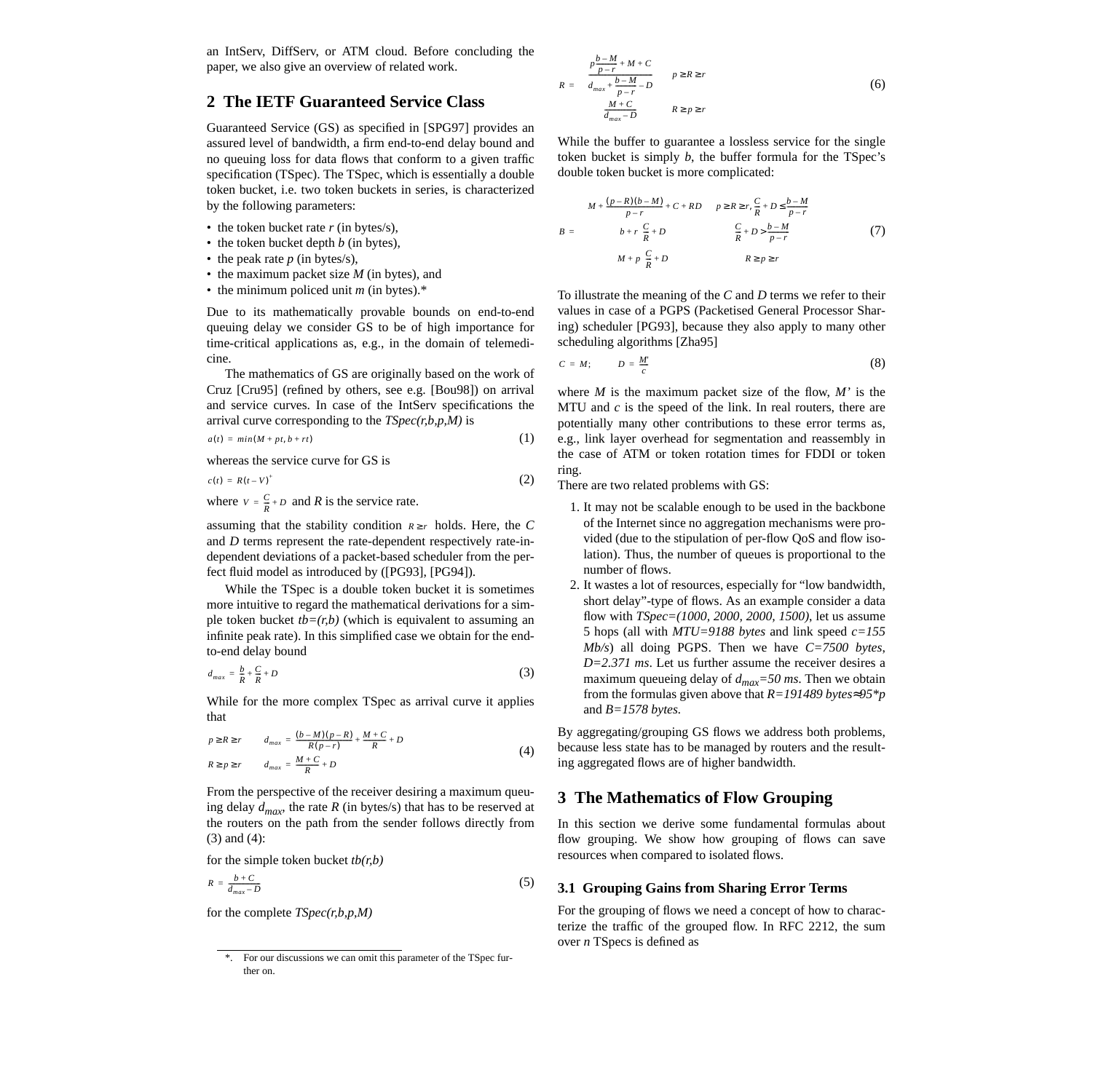an IntServ, DiffServ, or ATM cloud. Before concluding the paper, we also give an overview of related work.

## 2 The IETF Guaranteed Service Class

Guaranteed Service (GS) as specified in [SPG97] provides an assured level of bandwidth, a firm end-to-end delay bound and no queuing loss for data flows that conform to a given traffic specification (TSpec). The TSpec, which is essentially a double token bucket, i.e. two token buckets in series, is characterized by the following parameters:

- the token bucket rate *r* (in bytes/s),
- the token bucket depth *b* (in bytes),
- the peak rate *p* (in bytes/s),
- the maximum packet size *M* (in bytes), and
- the minimum policed unit *m* (in bytes).*

Due to its mathematically provable bounds on end-to-end queuing delay we consider GS to be of high importance for time-critical applications as, e.g., in the domain of telemedicine.

The mathematics of GS are originally based on the work of Cruz [Cru95] (refined by others, see e.g. [Bou98]) on arrival and service curves. In case of the IntServ specifications the arrival curve corresponding to the *TSpec(r,b,p,M)* is

$$a(t) = min(M + pt, b + rt) \tag{1}$$

whereas the service curve for GS is

$$c(t) = R(t - V)^{+} \tag{2}$$

where $V = \frac{C}{R} + D$ and *R* is the service rate.

assuming that the stability condition $R \geq r$ holds. Here, the *C* and *D* terms represent the rate-dependent respectively rate-independent deviations of a packet-based scheduler from the perfect fluid model as introduced by ([PG93], [PG94]).

While the TSpec is a double token bucket it is sometimes more intuitive to regard the mathematical derivations for a simple token bucket *tb=(r,b)* (which is equivalent to assuming an infinite peak rate). In this simplified case we obtain for the end-to-end delay bound

$$d_{max} = \frac{b}{R} + \frac{C}{R} + D \tag{3}$$

While for the more complex TSpec as arrival curve it applies that

$$\begin{aligned} p \geq R \geq r \qquad & d_{max} = \frac{(b-M)(p-R)}{R(p-r)} + \frac{M+C}{R} + D \\ R \geq p \geq r \qquad & d_{max} = \frac{M+C}{R} + D \end{aligned} \tag{4}$$

From the perspective of the receiver desiring a maximum queuing delay $d_{max}$, the rate *R* (in bytes/s) that has to be reserved at the routers on the path from the sender follows directly from (3) and (4):

for the simple token bucket *tb(r,b)*

$$R = \frac{b + C}{d_{max} - D} \tag{5}$$

for the complete *TSpec(r,b,p,M)*

$$R = \begin{cases} \dfrac{p\dfrac{b-M}{p-r} + M + C}{d_{max} + \dfrac{b-M}{p-r} - D} & p \geq R \geq r \\[2ex] \dfrac{M+C}{d_{max} - D} & R \geq p \geq r \end{cases} \tag{6}$$

While the buffer to guarantee a lossless service for the single token bucket is simply *b*, the buffer formula for the TSpec's double token bucket is more complicated:

$$B = \begin{cases} M + \dfrac{(p-R)(b-M)}{p-r} + C + RD & p \geq R \geq r, \dfrac{C}{R} + D \leq \dfrac{b-M}{p-r} \\[2ex] b + r\left(\dfrac{C}{R} + D\right) & \dfrac{C}{R} + D > \dfrac{b-M}{p-r} \\[2ex] M + p\left(\dfrac{C}{R} + D\right) & R \geq p \geq r \end{cases} \tag{7}$$

To illustrate the meaning of the *C* and *D* terms we refer to their values in case of a PGPS (Packetised General Processor Sharing) scheduler [PG93], because they also apply to many other scheduling algorithms [Zha95]

$$C = M; \qquad D = \frac{M'}{c} \tag{8}$$

where *M* is the maximum packet size of the flow, *M'* is the MTU and *c* is the speed of the link. In real routers, there are potentially many other contributions to these error terms as, e.g., link layer overhead for segmentation and reassembly in the case of ATM or token rotation times for FDDI or token ring.

There are two related problems with GS:

1. It may not be scalable enough to be used in the backbone of the Internet since no aggregation mechanisms were provided (due to the stipulation of per-flow QoS and flow isolation). Thus, the number of queues is proportional to the number of flows.
2. It wastes a lot of resources, especially for "low bandwidth, short delay"-type of flows. As an example consider a data flow with *TSpec=(1000, 2000, 2000, 1500)*, let us assume 5 hops (all with *MTU=9188 bytes* and link speed *c=155 Mb/s*) all doing PGPS. Then we have *C=7500 bytes, D=2.371 ms*. Let us further assume the receiver desires a maximum queueing delay of $d_{max}$*=50 ms*. Then we obtain from the formulas given above that *R=191489 bytes≈95\*p* and *B=1578 bytes*.

By aggregating/grouping GS flows we address both problems, because less state has to be managed by routers and the resulting aggregated flows are of higher bandwidth.

## 3 The Mathematics of Flow Grouping

In this section we derive some fundamental formulas about flow grouping. We show how grouping of flows can save resources when compared to isolated flows.

### 3.1 Grouping Gains from Sharing Error Terms

For the grouping of flows we need a concept of how to characterize the traffic of the grouped flow. In RFC 2212, the sum over *n* TSpecs is defined as

*. For our discussions we can omit this parameter of the TSpec further on.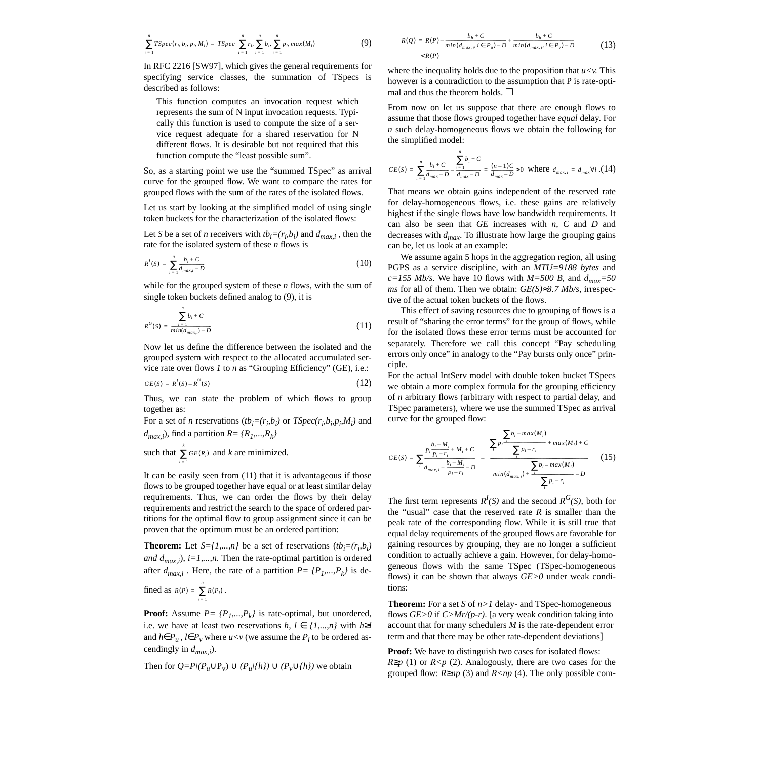$$\sum_{i=1}^{n} TSpec(r_i, b_i, p_i, M_i) = TSpec\left(\sum_{i=1}^{n} r_i, \sum_{i=1}^{n} b_i, \sum_{i=1}^{n} p_i, max(M_i)\right) \quad (9)$$

In RFC 2216 [SW97], which gives the general requirements for specifying service classes, the summation of TSpecs is described as follows:

> This function computes an invocation request which represents the sum of N input invocation requests. Typically this function is used to compute the size of a service request adequate for a shared reservation for N different flows. It is desirable but not required that this function compute the "least possible sum".

So, as a starting point we use the "summed TSpec" as arrival curve for the grouped flow. We want to compare the rates for grouped flows with the sum of the rates of the isolated flows.

Let us start by looking at the simplified model of using single token buckets for the characterization of the isolated flows:

Let $S$ be a set of $n$ receivers with $tb_i=(r_i,b_i)$ and $d_{max,i}$ , then the rate for the isolated system of these $n$ flows is

$$R^I(S) = \sum_{i=1}^{n} \frac{b_i + C}{d_{max,i} - D} \quad (10)$$

while for the grouped system of these $n$ flows, with the sum of single token buckets defined analog to (9), it is

$$R^G(S) = \frac{\sum_{i=1}^{n} b_i + C}{min(d_{max,i}) - D} \quad (11)$$

Now let us define the difference between the isolated and the grouped system with respect to the allocated accumulated service rate over flows $1$ to $n$ as "Grouping Efficiency" (GE), i.e.:

$$GE(S) = R^I(S) - R^G(S) \quad (12)$$

Thus, we can state the problem of which flows to group together as:

For a set of $n$ reservations ($tb_i=(r_i,b_i)$ or $TSpec(r_i,b_i,p_i,M_i)$ and $d_{max,i}$), find a partition $R= \{R_1,...,R_k\}$

such that $\sum_{l=1}^{k} GE(R_l)$ and $k$ are minimized.

It can be easily seen from (11) that it is advantageous if those flows to be grouped together have equal or at least similar delay requirements. Thus, we can order the flows by their delay requirements and restrict the search to the space of ordered partitions for the optimal flow to group assignment since it can be proven that the optimum must be an ordered partition:

**Theorem:** Let $S=\{1,...,n\}$ be a set of reservations ($tb_i=(r_i,b_i)$ *and* $d_{max,i}$), $i=1,...,n$. Then the rate-optimal partition is ordered after $d_{max,i}$ . Here, the rate of a partition $P= \{P_1,...,P_k\}$ is defined as $R(P) = \sum_{i=1}^{n} R(P_i)$ .

**Proof:** Assume $P= \{P_1,...,P_k\}$ is rate-optimal, but unordered, i.e. we have at least two reservations $h, l \in \{1,...,n\}$ with $h \geq l$ and $h \in P_u$ , $l \in P_v$ where $u<v$ (we assume the $P_i$ to be ordered ascendingly in $d_{max,i}$).

Then for $Q=P \backslash (P_u \cup P_v) \cup (P_u \backslash \{h\}) \cup (P_v \cup \{h\})$ we obtain

$$R(Q) = R(P) - \frac{b_h + C}{min(d_{max,i}, i \in P_u) - D} + \frac{b_h + C}{min(d_{max,i}, i \in P_v) - D} < R(P) \quad (13)$$

where the inequality holds due to the proposition that $u<v$. This however is a contradiction to the assumption that P is rate-optimal and thus the theorem holds. ❐

From now on let us suppose that there are enough flows to assume that those flows grouped together have *equal* delay. For $n$ such delay-homogeneous flows we obtain the following for the simplified model:

$$GE(S) = \sum_{i=1}^{n} \frac{b_i + C}{d_{max} - D} - \frac{\sum_{i=1}^{n} b_i + C}{d_{max} - D} = \frac{(n-1)C}{d_{max} - D} > 0 \text{ where } d_{max,i} = d_{max} \forall i \quad (14)$$

That means we obtain gains independent of the reserved rate for delay-homogeneous flows, i.e. these gains are relatively highest if the single flows have low bandwidth requirements. It can also be seen that $GE$ increases with $n$, $C$ and $D$ and decreases with $d_{max}$. To illustrate how large the grouping gains can be, let us look at an example:

We assume again 5 hops in the aggregation region, all using PGPS as a service discipline, with an $MTU=9188$ *bytes* and $c=155$ *Mb/s*. We have 10 flows with $M=500$ *B*, and $d_{max}=50$ *ms* for all of them. Then we obtain: $GE(S) \approx 3.7$ *Mb/s*, irrespective of the actual token buckets of the flows.

This effect of saving resources due to grouping of flows is a result of "sharing the error terms" for the group of flows, while for the isolated flows these error terms must be accounted for separately. Therefore we call this concept "Pay scheduling errors only once" in analogy to the "Pay bursts only once" principle.

For the actual IntServ model with double token bucket TSpecs we obtain a more complex formula for the grouping efficiency of $n$ arbitrary flows (arbitrary with respect to partial delay, and TSpec parameters), where we use the summed TSpec as arrival curve for the grouped flow:

$$GE(S) = \sum_i \frac{p_i \frac{b_i - M_i}{p_i - r_i} + M_i + C}{d_{max,i} + \frac{b_i - M_i}{p_i - r_i} - D} - \frac{\sum_i p_i \frac{\sum_i b_i - max(M_i)}{\sum_i p_i - r_i} + max(M_i) + C}{min(d_{max,i}) + \frac{\sum_i b_i - max(M_i)}{\sum_i p_i - r_i} - D} \quad (15)$$

The first term represents $R^I(S)$ and the second $R^G(S)$, both for the "usual" case that the reserved rate $R$ is smaller than the peak rate of the corresponding flow. While it is still true that equal delay requirements of the grouped flows are favorable for gaining resources by grouping, they are no longer a sufficient condition to actually achieve a gain. However, for delay-homogeneous flows with the same TSpec (TSpec-homogeneous flows) it can be shown that always $GE>0$ under weak conditions:

**Theorem:** For a set $S$ of $n>1$ delay- and TSpec-homogeneous flows $GE>0$ if $C>Mr/(p-r)$. [a very weak condition taking into account that for many schedulers $M$ is the rate-dependent error term and that there may be other rate-dependent deviations]

**Proof:** We have to distinguish two cases for isolated flows: $R \geq p$ (1) or $R<p$ (2). Analogously, there are two cases for the grouped flow: $R \geq np$ (3) and $R<np$ (4). The only possible com-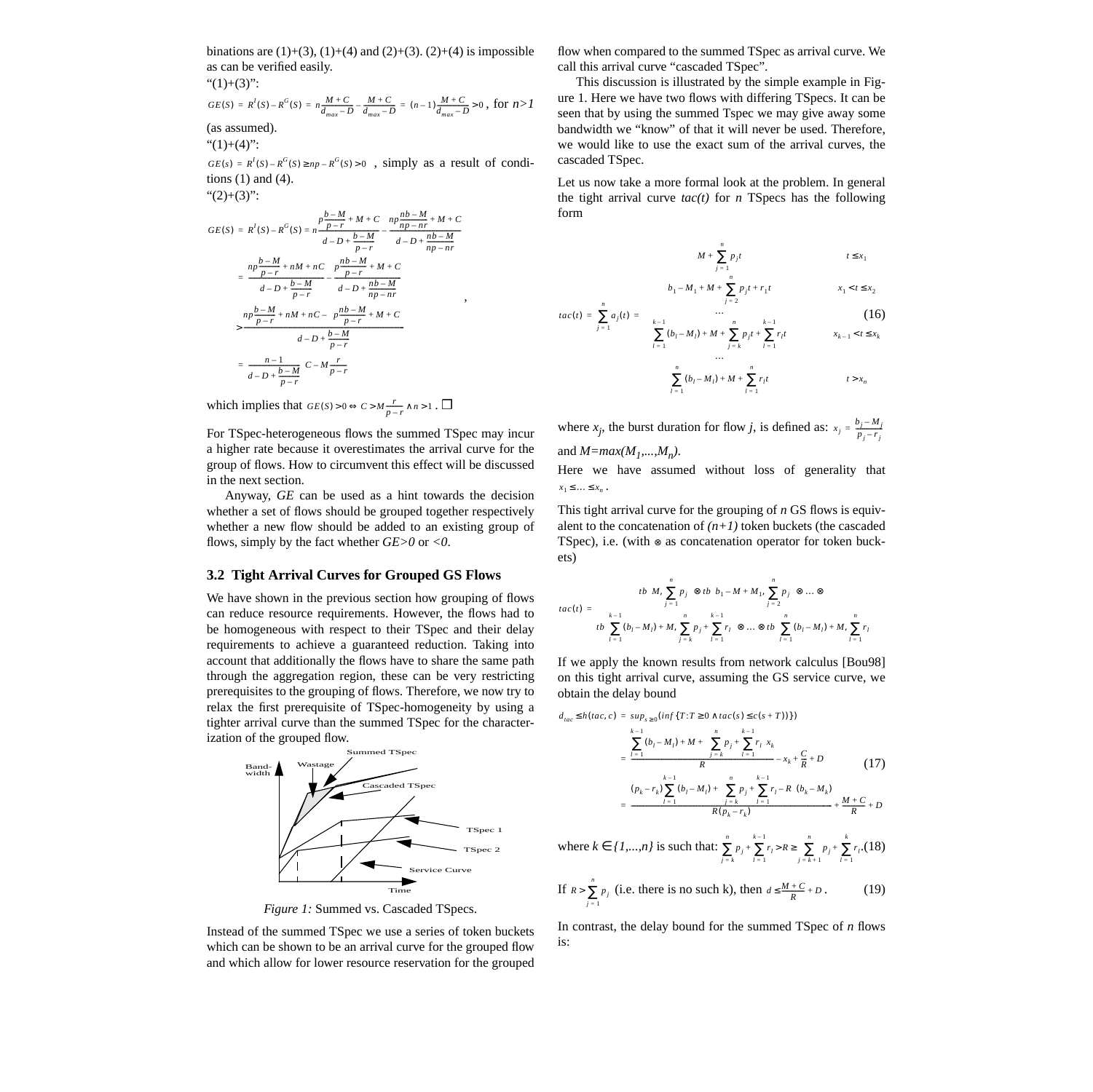binations are (1)+(3), (1)+(4) and (2)+(3). (2)+(4) is impossible as can be verified easily.

"(1)+(3)":

$$GE(S) = R^I(S) - R^G(S) = n\frac{M+C}{d_{max}-D} - \frac{M+C}{d_{max}-D} = (n-1)\frac{M+C}{d_{max}-D} > 0$$ , for $n>1$ (as assumed).

"(1)+(4)":

$GE(s) = R^I(S) - R^G(S) \geq np - R^G(S) > 0$ , simply as a result of conditions (1) and (4).

"(2)+(3)":

$$GE(S) = R^I(S) - R^G(S) = n\frac{p\frac{b-M}{p-r}+M+C}{d-D+\frac{b-M}{p-r}} - \frac{np\frac{nb-M}{np-nr}+M+C}{d-D+\frac{nb-M}{np-nr}}$$

$$= \frac{np\frac{b-M}{p-r}+nM+nC}{d-D+\frac{b-M}{p-r}} - \frac{p\frac{nb-M}{p-r}+M+C}{d-D+\frac{nb-M}{np-nr}},$$

$$> \frac{np\frac{b-M}{p-r}+nM+nC - p\frac{nb-M}{p-r}+M+C}{d-D+\frac{b-M}{p-r}}$$

$$= \frac{n-1}{d-D+\frac{b-M}{p-r}}\left(C - M\frac{r}{p-r}\right)$$

which implies that $GE(S) > 0 \Leftrightarrow C > M\frac{r}{p-r} \wedge n > 1$ . ☐

For TSpec-heterogeneous flows the summed TSpec may incur a higher rate because it overestimates the arrival curve for the group of flows. How to circumvent this effect will be discussed in the next section.

Anyway, *GE* can be used as a hint towards the decision whether a set of flows should be grouped together respectively whether a new flow should be added to an existing group of flows, simply by the fact whether *GE>0* or *<0*.

### 3.2 Tight Arrival Curves for Grouped GS Flows

We have shown in the previous section how grouping of flows can reduce resource requirements. However, the flows had to be homogeneous with respect to their TSpec and their delay requirements to achieve a guaranteed reduction. Taking into account that additionally the flows have to share the same path through the aggregation region, these can be very restricting prerequisites to the grouping of flows. Therefore, we now try to relax the first prerequisite of TSpec-homogeneity by using a tighter arrival curve than the summed TSpec for the characterization of the grouped flow.

*Figure 1:* Summed vs. Cascaded TSpecs.

Instead of the summed TSpec we use a series of token buckets which can be shown to be an arrival curve for the grouped flow and which allow for lower resource reservation for the grouped flow when compared to the summed TSpec as arrival curve. We call this arrival curve "cascaded TSpec".

This discussion is illustrated by the simple example in Figure 1. Here we have two flows with differing TSpecs. It can be seen that by using the summed Tspec we may give away some bandwidth we "know" of that it will never be used. Therefore, we would like to use the exact sum of the arrival curves, the cascaded TSpec.

Let us now take a more formal look at the problem. In general the tight arrival curve *tac(t)* for *n* TSpecs has the following form

$$tac(t) = \sum_{j=1}^{n} a_j(t) = \begin{cases} M + \sum_{j=1}^{n} p_j t & t \leq x_1 \\ b_1 - M_1 + M + \sum_{j=2}^{n} p_j t + r_1 t & x_1 < t \leq x_2 \\ \dots & \\ \sum_{l=1}^{k-1}(b_l - M_l) + M + \sum_{j=k}^{n} p_j t + \sum_{l=1}^{k-1} r_l t & x_{k-1} < t \leq x_k \\ \dots & \\ \sum_{l=1}^{n}(b_l - M_l) + M + \sum_{l=1}^{n} r_l t & t > x_n \end{cases} \quad (16)$$

where $x_j$, the burst duration for flow *j*, is defined as: $x_j = \frac{b_j - M_j}{p_j - r_j}$ and $M = max(M_1, ..., M_n)$.

Here we have assumed without loss of generality that $x_1 \leq ... \leq x_n$.

This tight arrival curve for the grouping of *n* GS flows is equivalent to the concatenation of *(n+1)* token buckets (the cascaded TSpec), i.e. (with $\otimes$ as concatenation operator for token buckets)

$$tac(t) = tb\left(M, \sum_{j=1}^{n} p_j\right) \otimes tb\left(b_1 - M + M_1, \sum_{j=2}^{n} p_j\right) \otimes \dots \otimes tb\left(\sum_{l=1}^{k-1}(b_l - M_l) + M, \sum_{j=k}^{n} p_j + \sum_{l=1}^{k-1} r_l\right) \otimes \dots \otimes tb\left(\sum_{l=1}^{n}(b_l - M_l) + M, \sum_{l=1}^{n} r_l\right)$$

If we apply the known results from network calculus [Bou98] on this tight arrival curve, assuming the GS service curve, we obtain the delay bound

$$d_{tac} \leq h(tac, c) = sup_{s \geq 0}(inf\{T : T \geq 0 \wedge tac(s) \leq c(s+T)\})$$

$$= \frac{\sum_{l=1}^{k-1}(b_l - M_l) + M + \left(\sum_{j=k}^{n} p_j + \sum_{l=1}^{k-1} r_l\right) x_k}{R} - x_k + \frac{C}{R} + D \quad (17)$$

$$= \frac{(p_k - r_k)\sum_{l=1}^{k-1}(b_l - M_l) + \left(\sum_{j=k}^{n} p_j + \sum_{l=1}^{k-1} r_l - R\right)(b_k - M_k)}{R(p_k - r_k)} + \frac{M+C}{R} + D$$

where $k \in \{1,...,n\}$ is such that: $\sum_{j=k}^{n} p_j + \sum_{l=1}^{k-1} r_l > R \geq \sum_{j=k+1}^{n} p_j + \sum_{l=1}^{k} r_l$. (18)

If $R > \sum_{j=1}^{n} p_j$ (i.e. there is no such k), then $d \leq \frac{M+C}{R} + D$. (19)

In contrast, the delay bound for the summed TSpec of *n* flows is: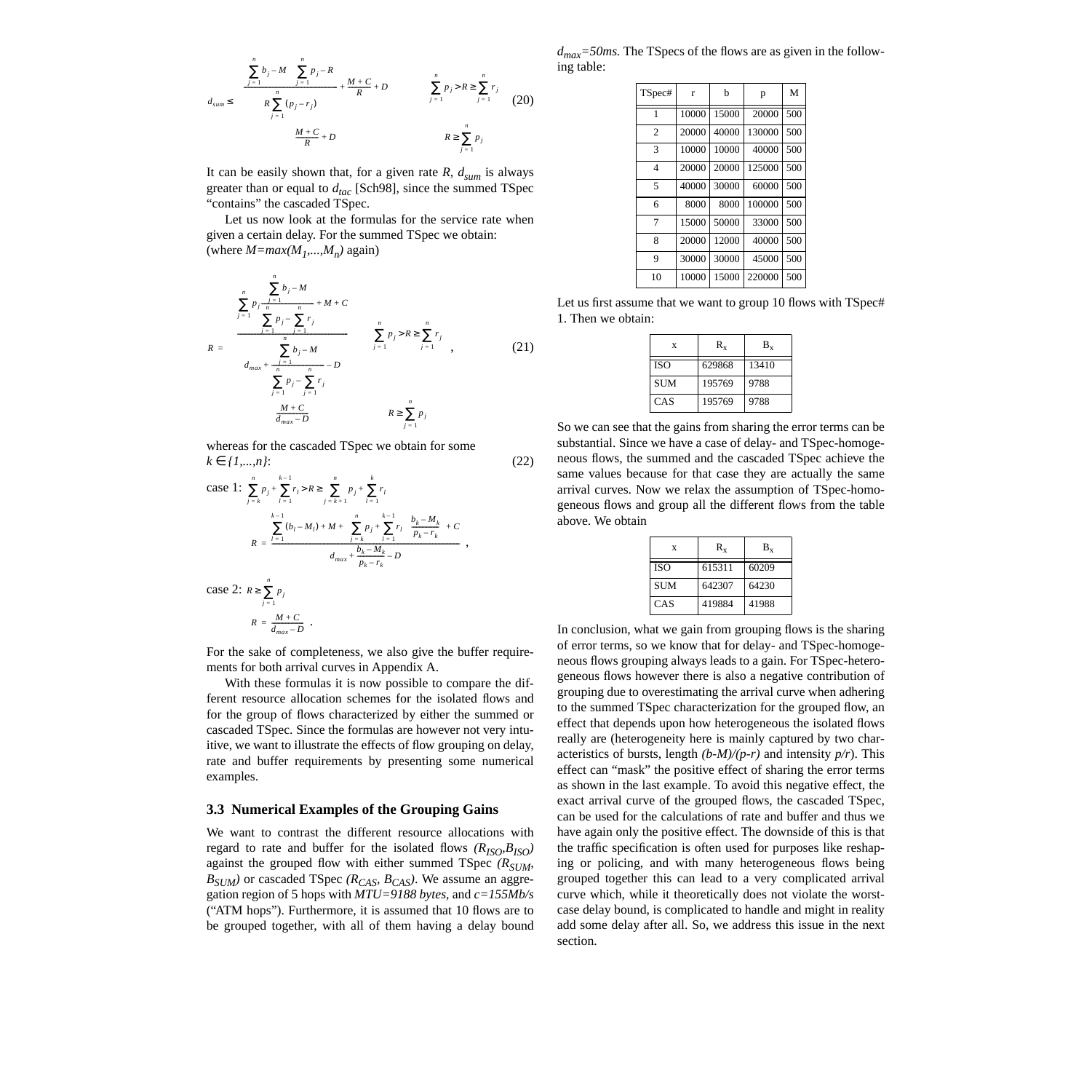$$d_{sum} \leq \begin{cases} \dfrac{\sum_{j=1}^{n} b_j - M}{R\sum_{j=1}^{n}(p_j - r_j)} \cdot \dfrac{\sum_{j=1}^{n} p_j - R}{} + \dfrac{M+C}{R} + D & \sum_{j=1}^{n} p_j > R \geq \sum_{j=1}^{n} r_j \\ \dfrac{M+C}{R} + D & R \geq \sum_{j=1}^{n} p_j \end{cases} \quad (20)$$

It can be easily shown that, for a given rate $R$, $d_{sum}$ is always greater than or equal to $d_{tac}$ [Sch98], since the summed TSpec "contains" the cascaded TSpec.

Let us now look at the formulas for the service rate when given a certain delay. For the summed TSpec we obtain: (where $M=max(M_1,...,M_n)$ again)

$$R = \begin{cases} \dfrac{\sum_{j=1}^{n} p_j \dfrac{\sum_{j=1}^{n} b_j - M}{\sum_{j=1}^{n} p_j - \sum_{j=1}^{n} r_j} + M + C}{d_{max} + \dfrac{\sum_{j=1}^{n} b_j - M}{\sum_{j=1}^{n} p_j - \sum_{j=1}^{n} r_j} - D} & \sum_{j=1}^{n} p_j > R \geq \sum_{j=1}^{n} r_j \\ \dfrac{M+C}{d_{max} - D} & R \geq \sum_{j=1}^{n} p_j \end{cases}, \quad (21)$$

whereas for the cascaded TSpec we obtain for some $k \in \{1,...,n\}$: (22)

case 1: $\sum_{j=k}^{n} p_j + \sum_{l=1}^{k-1} r_l > R \geq \sum_{j=k+1}^{n} p_j + \sum_{l=1}^{k} r_l$

$$R = \frac{\sum_{l=1}^{k-1}(b_l - M_l) + M + \left(\sum_{j=k}^{n} p_j + \sum_{l=1}^{k-1} r_l\right)\left(\dfrac{b_k - M_k}{p_k - r_k}\right) + C}{d_{max} + \dfrac{b_k - M_k}{p_k - r_k} - D},$$

case 2: $R \geq \sum_{j=1}^{n} p_j$

$$R = \frac{M+C}{d_{max} - D}.$$

For the sake of completeness, we also give the buffer requirements for both arrival curves in Appendix A.

With these formulas it is now possible to compare the different resource allocation schemes for the isolated flows and for the group of flows characterized by either the summed or cascaded TSpec. Since the formulas are however not very intuitive, we want to illustrate the effects of flow grouping on delay, rate and buffer requirements by presenting some numerical examples.

### 3.3 Numerical Examples of the Grouping Gains

We want to contrast the different resource allocations with regard to rate and buffer for the isolated flows $(R_{ISO},B_{ISO})$ against the grouped flow with either summed TSpec $(R_{SUM}, B_{SUM})$ or cascaded TSpec $(R_{CAS}, B_{CAS})$. We assume an aggregation region of 5 hops with *MTU=9188 bytes*, and *c=155Mb/s* ("ATM hops"). Furthermore, it is assumed that 10 flows are to be grouped together, with all of them having a delay bound $d_{max}$*=50ms.* The TSpecs of the flows are as given in the following table:

| TSpec# | r | b | p | M |
|---|---|---|---|---|
| 1 | 10000 | 15000 | 20000 | 500 |
| 2 | 20000 | 40000 | 130000 | 500 |
| 3 | 10000 | 10000 | 40000 | 500 |
| 4 | 20000 | 20000 | 125000 | 500 |
| 5 | 40000 | 30000 | 60000 | 500 |
| 6 | 8000 | 8000 | 100000 | 500 |
| 7 | 15000 | 50000 | 33000 | 500 |
| 8 | 20000 | 12000 | 40000 | 500 |
| 9 | 30000 | 30000 | 45000 | 500 |
| 10 | 10000 | 15000 | 220000 | 500 |

Let us first assume that we want to group 10 flows with TSpec# 1. Then we obtain:

| x | $R_x$ | $B_x$ |
|---|---|---|
| ISO | 629868 | 13410 |
| SUM | 195769 | 9788 |
| CAS | 195769 | 9788 |

So we can see that the gains from sharing the error terms can be substantial. Since we have a case of delay- and TSpec-homogeneous flows, the summed and the cascaded TSpec achieve the same values because for that case they are actually the same arrival curves. Now we relax the assumption of TSpec-homogeneous flows and group all the different flows from the table above. We obtain

| x | $R_x$ | $B_x$ |
|---|---|---|
| ISO | 615311 | 60209 |
| SUM | 642307 | 64230 |
| CAS | 419884 | 41988 |

In conclusion, what we gain from grouping flows is the sharing of error terms, so we know that for delay- and TSpec-homogeneous flows grouping always leads to a gain. For TSpec-heterogeneous flows however there is also a negative contribution of grouping due to overestimating the arrival curve when adhering to the summed TSpec characterization for the grouped flow, an effect that depends upon how heterogeneous the isolated flows really are (heterogeneity here is mainly captured by two characteristics of bursts, length $(b-M)/(p-r)$ and intensity $p/r$). This effect can "mask" the positive effect of sharing the error terms as shown in the last example. To avoid this negative effect, the exact arrival curve of the grouped flows, the cascaded TSpec, can be used for the calculations of rate and buffer and thus we have again only the positive effect. The downside of this is that the traffic specification is often used for purposes like reshaping or policing, and with many heterogeneous flows being grouped together this can lead to a very complicated arrival curve which, while it theoretically does not violate the worst-case delay bound, is complicated to handle and might in reality add some delay after all. So, we address this issue in the next section.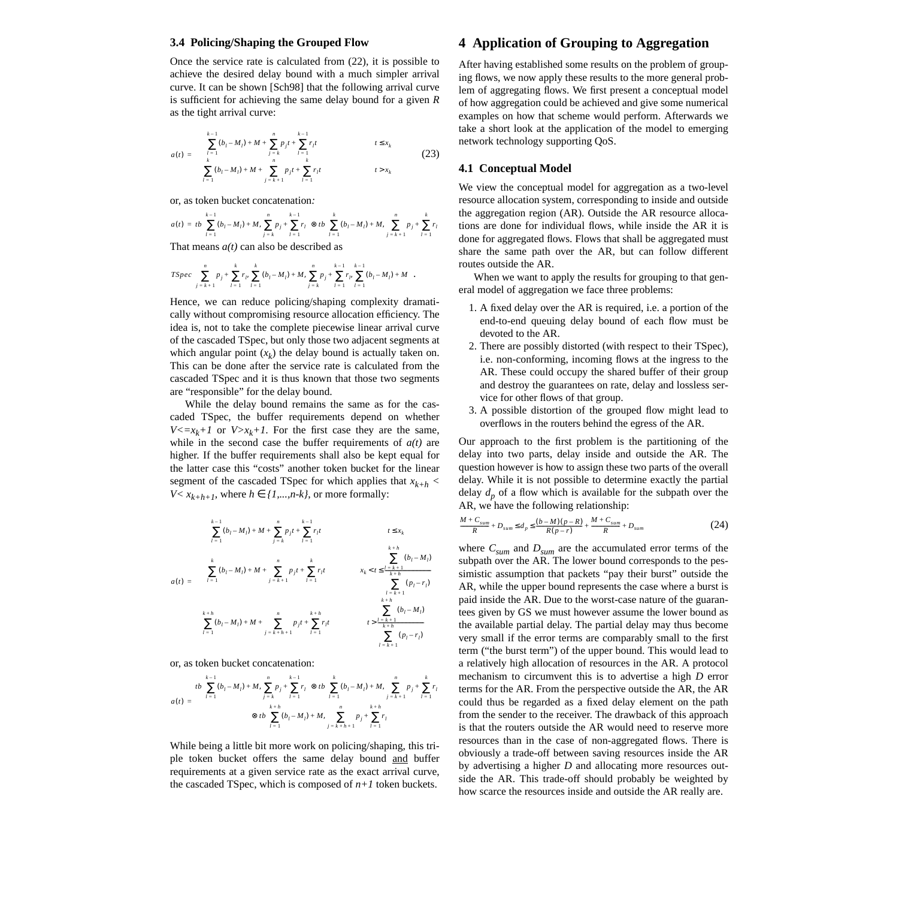### 3.4 Policing/Shaping the Grouped Flow

Once the service rate is calculated from (22), it is possible to achieve the desired delay bound with a much simpler arrival curve. It can be shown [Sch98] that the following arrival curve is sufficient for achieving the same delay bound for a given *R* as the tight arrival curve:

$$a(t) = \begin{cases} \sum_{l=1}^{k-1}(b_l - M_l) + M + \sum_{j=k}^{n} p_j t + \sum_{l=1}^{k-1} r_l t & t \le x_k \\ \sum_{l=1}^{k}(b_l - M_l) + M + \sum_{j=k+1}^{n} p_j t + \sum_{l=1}^{k} r_l t & t > x_k \end{cases} \tag{23}$$

or, as token bucket concatenation:

$$a(t) = tb\left(\sum_{l=1}^{k-1}(b_l - M_l) + M, \sum_{j=k}^{n} p_j + \sum_{l=1}^{k-1} r_l\right) \otimes tb\left(\sum_{l=1}^{k}(b_l - M_l) + M, \sum_{j=k+1}^{n} p_j + \sum_{l=1}^{k} r_l\right)$$

That means *a(t)* can also be described as

$$TSpec\left(\sum_{j=k+1}^{n} p_j + \sum_{l=1}^{k} r_l, \sum_{l=1}^{k}(b_l - M_l) + M, \sum_{j=k}^{n} p_j + \sum_{l=1}^{k-1} r_l, \sum_{l=1}^{k-1}(b_l - M_l) + M\right).$$

Hence, we can reduce policing/shaping complexity dramatically without compromising resource allocation efficiency. The idea is, not to take the complete piecewise linear arrival curve of the cascaded TSpec, but only those two adjacent segments at which angular point ($x_k$) the delay bound is actually taken on. This can be done after the service rate is calculated from the cascaded TSpec and it is thus known that those two segments are "responsible" for the delay bound.

While the delay bound remains the same as for the cascaded TSpec, the buffer requirements depend on whether $V \le x_{k+1}$ or $V > x_{k+1}$. For the first case they are the same, while in the second case the buffer requirements of *a(t)* are higher. If the buffer requirements shall also be kept equal for the latter case this "costs" another token bucket for the linear segment of the cascaded TSpec for which applies that $x_{k+h} < V < x_{k+h+1}$, where $h \in \{1,...,n-k\}$, or more formally:

$$a(t) = \begin{cases} \sum_{l=1}^{k-1}(b_l - M_l) + M + \sum_{j=k}^{n} p_j t + \sum_{l=1}^{k-1} r_l t & t \le x_k \\ \sum_{l=1}^{k}(b_l - M_l) + M + \sum_{j=k+1}^{n} p_j t + \sum_{l=1}^{k} r_l t & x_k < t \le \dfrac{\sum_{l=k+1}^{k+h}(b_l - M_l)}{\sum_{l=k+1}^{k+h}(p_l - r_l)} \\ \sum_{l=1}^{k+h}(b_l - M_l) + M + \sum_{j=k+h+1}^{n} p_j t + \sum_{l=1}^{k+h} r_l t & t > \dfrac{\sum_{l=k+1}^{k+h}(b_l - M_l)}{\sum_{l=k+1}^{k+h}(p_l - r_l)} \end{cases}$$

or, as token bucket concatenation:

$$a(t) = tb\left(\sum_{l=1}^{k-1}(b_l - M_l) + M, \sum_{j=k}^{n} p_j + \sum_{l=1}^{k-1} r_l\right) \otimes tb\left(\sum_{l=1}^{k}(b_l - M_l) + M, \sum_{j=k+1}^{n} p_j + \sum_{l=1}^{k} r_l\right) \otimes tb\left(\sum_{l=1}^{k+h}(b_l - M_l) + M, \sum_{j=k+h+1}^{n} p_j + \sum_{l=1}^{k+h} r_l\right)$$

While being a little bit more work on policing/shaping, this triple token bucket offers the same delay bound and buffer requirements at a given service rate as the exact arrival curve, the cascaded TSpec, which is composed of *n+1* token buckets.

# 4 Application of Grouping to Aggregation

After having established some results on the problem of grouping flows, we now apply these results to the more general problem of aggregating flows. We first present a conceptual model of how aggregation could be achieved and give some numerical examples on how that scheme would perform. Afterwards we take a short look at the application of the model to emerging network technology supporting QoS.

## 4.1 Conceptual Model

We view the conceptual model for aggregation as a two-level resource allocation system, corresponding to inside and outside the aggregation region (AR). Outside the AR resource allocations are done for individual flows, while inside the AR it is done for aggregated flows. Flows that shall be aggregated must share the same path over the AR, but can follow different routes outside the AR.

When we want to apply the results for grouping to that general model of aggregation we face three problems:

1. A fixed delay over the AR is required, i.e. a portion of the end-to-end queuing delay bound of each flow must be devoted to the AR.
2. There are possibly distorted (with respect to their TSpec), i.e. non-conforming, incoming flows at the ingress to the AR. These could occupy the shared buffer of their group and destroy the guarantees on rate, delay and lossless service for other flows of that group.
3. A possible distortion of the grouped flow might lead to overflows in the routers behind the egress of the AR.

Our approach to the first problem is the partitioning of the delay into two parts, delay inside and outside the AR. The question however is how to assign these two parts of the overall delay. While it is not possible to determine exactly the partial delay $d_p$ of a flow which is available for the subpath over the AR, we have the following relationship:

$$\frac{M + C_{sum}}{R} + D_{sum} \le d_p \le \frac{(b-M)(p-R)}{R(p-r)} + \frac{M + C_{sum}}{R} + D_{sum} \tag{24}$$

where $C_{sum}$ and $D_{sum}$ are the accumulated error terms of the subpath over the AR. The lower bound corresponds to the pessimistic assumption that packets "pay their burst" outside the AR, while the upper bound represents the case where a burst is paid inside the AR. Due to the worst-case nature of the guarantees given by GS we must however assume the lower bound as the available partial delay. The partial delay may thus become very small if the error terms are comparably small to the first term ("the burst term") of the upper bound. This would lead to a relatively high allocation of resources in the AR. A protocol mechanism to circumvent this is to advertise a high *D* error terms for the AR. From the perspective outside the AR, the AR could thus be regarded as a fixed delay element on the path from the sender to the receiver. The drawback of this approach is that the routers outside the AR would need to reserve more resources than in the case of non-aggregated flows. There is obviously a trade-off between saving resources inside the AR by advertising a higher *D* and allocating more resources outside the AR. This trade-off should probably be weighted by how scarce the resources inside and outside the AR really are.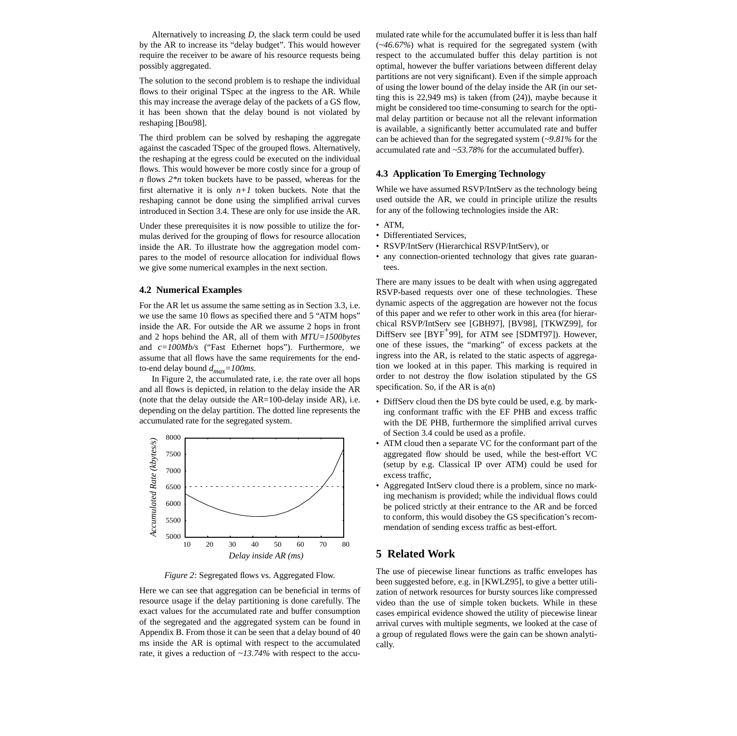Alternatively to increasing *D*, the slack term could be used by the AR to increase its "delay budget". This would however require the receiver to be aware of his resource requests being possibly aggregated.

The solution to the second problem is to reshape the individual flows to their original TSpec at the ingress to the AR. While this may increase the average delay of the packets of a GS flow, it has been shown that the delay bound is not violated by reshaping [Bou98].

The third problem can be solved by reshaping the aggregate against the cascaded TSpec of the grouped flows. Alternatively, the reshaping at the egress could be executed on the individual flows. This would however be more costly since for a group of *n* flows *2\*n* token buckets have to be passed, whereas for the first alternative it is only *n+1* token buckets. Note that the reshaping cannot be done using the simplified arrival curves introduced in Section 3.4. These are only for use inside the AR.

Under these prerequisites it is now possible to utilize the formulas derived for the grouping of flows for resource allocation inside the AR. To illustrate how the aggregation model compares to the model of resource allocation for individual flows we give some numerical examples in the next section.

### 4.2 Numerical Examples

For the AR let us assume the same setting as in Section 3.3, i.e. we use the same 10 flows as specified there and 5 "ATM hops" inside the AR. For outside the AR we assume 2 hops in front and 2 hops behind the AR, all of them with *MTU=1500bytes* and *c=100Mb/s* ("Fast Ethernet hops"). Furthermore, we assume that all flows have the same requirements for the end-to-end delay bound $d_{max}=100ms$.

In Figure 2, the accumulated rate, i.e. the rate over all hops and all flows is depicted, in relation to the delay inside the AR (note that the delay outside the AR=100-delay inside AR), i.e. depending on the delay partition. The dotted line represents the accumulated rate for the segregated system.

*Figure 2:* Segregated flows vs. Aggregated Flow.

Here we can see that aggregation can be beneficial in terms of resource usage if the delay partitioning is done carefully. The exact values for the accumulated rate and buffer consumption of the segregated and the aggregated system can be found in Appendix B. From those it can be seen that a delay bound of 40 ms inside the AR is optimal with respect to the accumulated rate, it gives a reduction of *~13.74%* with respect to the accumulated rate while for the accumulated buffer it is less than half (*~46.67%*) what is required for the segregated system (with respect to the accumulated buffer this delay partition is not optimal, however the buffer variations between different delay partitions are not very significant). Even if the simple approach of using the lower bound of the delay inside the AR (in our setting this is 22,949 ms) is taken (from (24)), maybe because it might be considered too time-consuming to search for the optimal delay partition or because not all the relevant information is available, a significantly better accumulated rate and buffer can be achieved than for the segregated system (*~9.81%* for the accumulated rate and *~53.78%* for the accumulated buffer).

### 4.3 Application To Emerging Technology

While we have assumed RSVP/IntServ as the technology being used outside the AR, we could in principle utilize the results for any of the following technologies inside the AR:

- ATM,
- Differentiated Services,
- RSVP/IntServ (Hierarchical RSVP/IntServ), or
- any connection-oriented technology that gives rate guarantees.

There are many issues to be dealt with when using aggregated RSVP-based requests over one of these technologies. These dynamic aspects of the aggregation are however not the focus of this paper and we refer to other work in this area (for hierarchical RSVP/IntServ see [GBH97], [BV98], [TKWZ99], for DiffServ see [BYF[+]99], for ATM see [SDMT97]). However, one of these issues, the "marking" of excess packets at the ingress into the AR, is related to the static aspects of aggregation we looked at in this paper. This marking is required in order to not destroy the flow isolation stipulated by the GS specification. So, if the AR is a(n)

- DiffServ cloud then the DS byte could be used, e.g. by marking conformant traffic with the EF PHB and excess traffic with the DE PHB, furthermore the simplified arrival curves of Section 3.4 could be used as a profile.
- ATM cloud then a separate VC for the conformant part of the aggregated flow should be used, while the best-effort VC (setup by e.g. Classical IP over ATM) could be used for excess traffic,
- Aggregated IntServ cloud there is a problem, since no marking mechanism is provided; while the individual flows could be policed strictly at their entrance to the AR and be forced to conform, this would disobey the GS specification's recommendation of sending excess traffic as best-effort.

## 5 Related Work

The use of piecewise linear functions as traffic envelopes has been suggested before, e.g. in [KWLZ95], to give a better utilization of network resources for bursty sources like compressed video than the use of simple token buckets. While in these cases empirical evidence showed the utility of piecewise linear arrival curves with multiple segments, we looked at the case of a group of regulated flows were the gain can be shown analytically.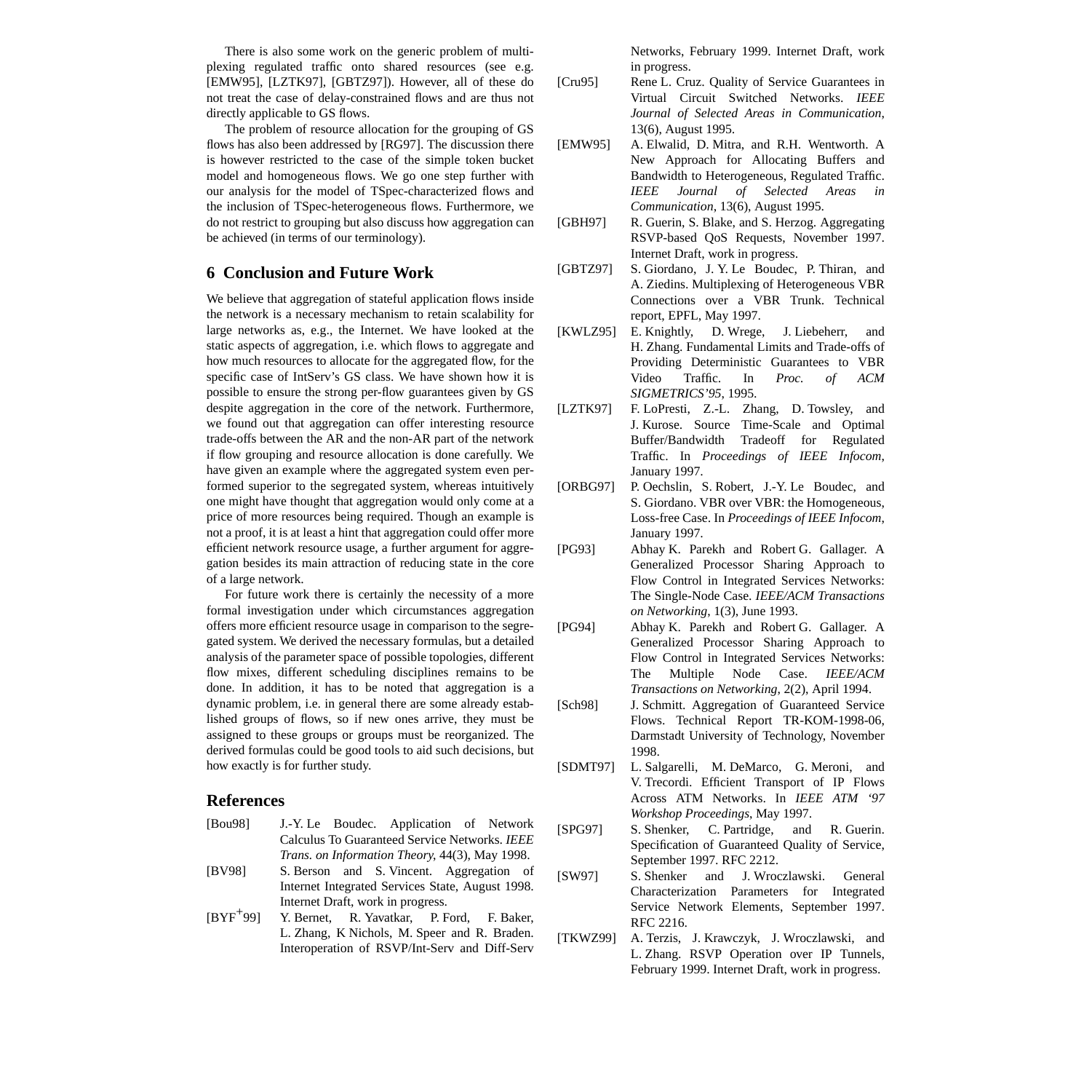There is also some work on the generic problem of multiplexing regulated traffic onto shared resources (see e.g. [EMW95], [LZTK97], [GBTZ97]). However, all of these do not treat the case of delay-constrained flows and are thus not directly applicable to GS flows.

The problem of resource allocation for the grouping of GS flows has also been addressed by [RG97]. The discussion there is however restricted to the case of the simple token bucket model and homogeneous flows. We go one step further with our analysis for the model of TSpec-characterized flows and the inclusion of TSpec-heterogeneous flows. Furthermore, we do not restrict to grouping but also discuss how aggregation can be achieved (in terms of our terminology).

## 6 Conclusion and Future Work

We believe that aggregation of stateful application flows inside the network is a necessary mechanism to retain scalability for large networks as, e.g., the Internet. We have looked at the static aspects of aggregation, i.e. which flows to aggregate and how much resources to allocate for the aggregated flow, for the specific case of IntServ's GS class. We have shown how it is possible to ensure the strong per-flow guarantees given by GS despite aggregation in the core of the network. Furthermore, we found out that aggregation can offer interesting resource trade-offs between the AR and the non-AR part of the network if flow grouping and resource allocation is done carefully. We have given an example where the aggregated system even performed superior to the segregated system, whereas intuitively one might have thought that aggregation would only come at a price of more resources being required. Though an example is not a proof, it is at least a hint that aggregation could offer more efficient network resource usage, a further argument for aggregation besides its main attraction of reducing state in the core of a large network.

For future work there is certainly the necessity of a more formal investigation under which circumstances aggregation offers more efficient resource usage in comparison to the segregated system. We derived the necessary formulas, but a detailed analysis of the parameter space of possible topologies, different flow mixes, different scheduling disciplines remains to be done. In addition, it has to be noted that aggregation is a dynamic problem, i.e. in general there are some already established groups of flows, so if new ones arrive, they must be assigned to these groups or groups must be reorganized. The derived formulas could be good tools to aid such decisions, but how exactly is for further study.

## References

[Bou98] J.-Y. Le Boudec. Application of Network Calculus To Guaranteed Service Networks. *IEEE Trans. on Information Theory*, 44(3), May 1998.

[BV98] S. Berson and S. Vincent. Aggregation of Internet Integrated Services State, August 1998. Internet Draft, work in progress.

[BYF+99] Y. Bernet, R. Yavatkar, P. Ford, F. Baker, L. Zhang, K Nichols, M. Speer and R. Braden. Interoperation of RSVP/Int-Serv and Diff-Serv Networks, February 1999. Internet Draft, work in progress.

[Cru95] Rene L. Cruz. Quality of Service Guarantees in Virtual Circuit Switched Networks. *IEEE Journal of Selected Areas in Communication*, 13(6), August 1995.

[EMW95] A. Elwalid, D. Mitra, and R.H. Wentworth. A New Approach for Allocating Buffers and Bandwidth to Heterogeneous, Regulated Traffic. *IEEE Journal of Selected Areas in Communication*, 13(6), August 1995.

[GBH97] R. Guerin, S. Blake, and S. Herzog. Aggregating RSVP-based QoS Requests, November 1997. Internet Draft, work in progress.

[GBTZ97] S. Giordano, J. Y. Le Boudec, P. Thiran, and A. Ziedins. Multiplexing of Heterogeneous VBR Connections over a VBR Trunk. Technical report, EPFL, May 1997.

[KWLZ95] E. Knightly, D. Wrege, J. Liebeherr, and H. Zhang. Fundamental Limits and Trade-offs of Providing Deterministic Guarantees to VBR Video Traffic. In *Proc. of ACM SIGMETRICS'95*, 1995.

[LZTK97] F. LoPresti, Z.-L. Zhang, D. Towsley, and J. Kurose. Source Time-Scale and Optimal Buffer/Bandwidth Tradeoff for Regulated Traffic. In *Proceedings of IEEE Infocom*, January 1997.

[ORBG97] P. Oechslin, S. Robert, J.-Y. Le Boudec, and S. Giordano. VBR over VBR: the Homogeneous, Loss-free Case. In *Proceedings of IEEE Infocom*, January 1997.

[PG93] Abhay K. Parekh and Robert G. Gallager. A Generalized Processor Sharing Approach to Flow Control in Integrated Services Networks: The Single-Node Case. *IEEE/ACM Transactions on Networking*, 1(3), June 1993.

[PG94] Abhay K. Parekh and Robert G. Gallager. A Generalized Processor Sharing Approach to Flow Control in Integrated Services Networks: The Multiple Node Case. *IEEE/ACM Transactions on Networking*, 2(2), April 1994.

[Sch98] J. Schmitt. Aggregation of Guaranteed Service Flows. Technical Report TR-KOM-1998-06, Darmstadt University of Technology, November 1998.

[SDMT97] L. Salgarelli, M. DeMarco, G. Meroni, and V. Trecordi. Efficient Transport of IP Flows Across ATM Networks. In *IEEE ATM '97 Workshop Proceedings*, May 1997.

[SPG97] S. Shenker, C. Partridge, and R. Guerin. Specification of Guaranteed Quality of Service, September 1997. RFC 2212.

[SW97] S. Shenker and J. Wroczlawski. General Characterization Parameters for Integrated Service Network Elements, September 1997. RFC 2216.

[TKWZ99] A. Terzis, J. Krawczyk, J. Wroczlawski, and L. Zhang. RSVP Operation over IP Tunnels, February 1999. Internet Draft, work in progress.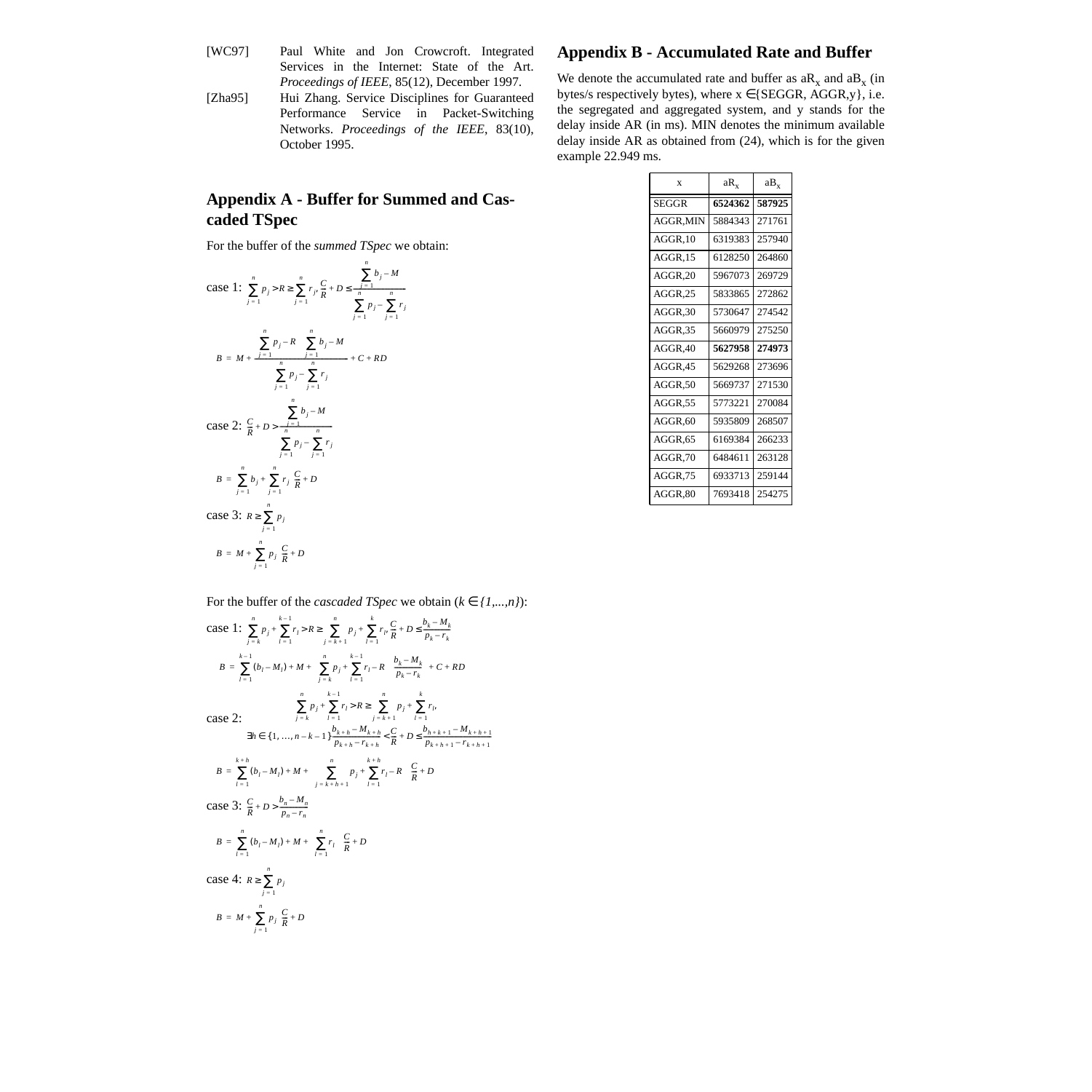[WC97] Paul White and Jon Crowcroft. Integrated Services in the Internet: State of the Art. *Proceedings of IEEE*, 85(12), December 1997.

[Zha95] Hui Zhang. Service Disciplines for Guaranteed Performance Service in Packet-Switching Networks. *Proceedings of the IEEE*, 83(10), October 1995.

## Appendix A - Buffer for Summed and Cascaded TSpec

For the buffer of the *summed TSpec* we obtain:

case 1: $\sum_{j=1}^{n} p_j > R \geq \sum_{j=1}^{n} r_j, \frac{C}{R} + D \leq \frac{\sum_{j=1}^{n} b_j - M}{\sum_{j=1}^{n} p_j - \sum_{j=1}^{n} r_j}$

$$B = M + \frac{\left(\sum_{j=1}^{n} p_j - R\right)\left(\sum_{j=1}^{n} b_j - M\right)}{\sum_{j=1}^{n} p_j - \sum_{j=1}^{n} r_j} + C + RD$$

case 2: $\frac{C}{R} + D > \frac{\sum_{j=1}^{n} b_j - M}{\sum_{j=1}^{n} p_j - \sum_{j=1}^{n} r_j}$

$$B = \sum_{j=1}^{n} b_j + \sum_{j=1}^{n} r_j \left(\frac{C}{R} + D\right)$$

case 3: $R \geq \sum_{j=1}^{n} p_j$

$$B = M + \sum_{j=1}^{n} p_j \left(\frac{C}{R} + D\right)$$

For the buffer of the *cascaded TSpec* we obtain ($k \in \{1,...,n\}$):

case 1: $\sum_{j=k}^{n} p_j + \sum_{l=1}^{k-1} r_l > R \geq \sum_{j=k+1}^{n} p_j + \sum_{l=1}^{k} r_l, \frac{C}{R} + D \leq \frac{b_k - M_k}{p_k - r_k}$

$$B = \sum_{l=1}^{k-1} (b_l - M_l) + M + \left(\sum_{j=k}^{n} p_j + \sum_{l=1}^{k-1} r_l - R\right)\left(\frac{b_k - M_k}{p_k - r_k}\right) + C + RD$$

case 2: $\sum_{j=k}^{n} p_j + \sum_{l=1}^{k-1} r_l > R \geq \sum_{j=k+1}^{n} p_j + \sum_{l=1}^{k} r_l,$
$\exists h \in \{1, \ldots, n-k-1\} \frac{b_{k+h} - M_{k+h}}{p_{k+h} - r_{k+h}} < \frac{C}{R} + D \leq \frac{b_{h+k+1} - M_{k+h+1}}{p_{k+h+1} - r_{k+h+1}}$

$$B = \sum_{l=1}^{k+h} (b_l - M_l) + M + \left(\sum_{j=k+h+1}^{n} p_j + \sum_{l=1}^{k+h} r_l - R\right)\left(\frac{C}{R} + D\right)$$

case 3: $\frac{C}{R} + D > \frac{b_n - M_n}{p_n - r_n}$

$$B = \sum_{l=1}^{n} (b_l - M_l) + M + \left(\sum_{l=1}^{n} r_l\right)\left(\frac{C}{R} + D\right)$$

case 4: $R \geq \sum_{j=1}^{n} p_j$

$$B = M + \sum_{j=1}^{n} p_j \left(\frac{C}{R} + D\right)$$

## Appendix B - Accumulated Rate and Buffer

We denote the accumulated rate and buffer as $aR_x$ and $aB_x$ (in bytes/s respectively bytes), where $x \in$ {SEGGR, AGGR,y}, i.e. the segregated and aggregated system, and y stands for the delay inside AR (in ms). MIN denotes the minimum available delay inside AR as obtained from (24), which is for the given example 22.949 ms.

| x | $aR_x$ | $aB_x$ |
|---|---|---|
| SEGGR | **6524362** | **587925** |
| AGGR,MIN | 5884343 | 271761 |
| AGGR,10 | 6319383 | 257940 |
| AGGR,15 | 6128250 | 264860 |
| AGGR,20 | 5967073 | 269729 |
| AGGR,25 | 5833865 | 272862 |
| AGGR,30 | 5730647 | 274542 |
| AGGR,35 | 5660979 | 275250 |
| AGGR,40 | **5627958** | **274973** |
| AGGR,45 | 5629268 | 273696 |
| AGGR,50 | 5669737 | 271530 |
| AGGR,55 | 5773221 | 270084 |
| AGGR,60 | 5935809 | 268507 |
| AGGR,65 | 6169384 | 266233 |
| AGGR,70 | 6484611 | 263128 |
| AGGR,75 | 6933713 | 259144 |
| AGGR,80 | 7693418 | 254275 |